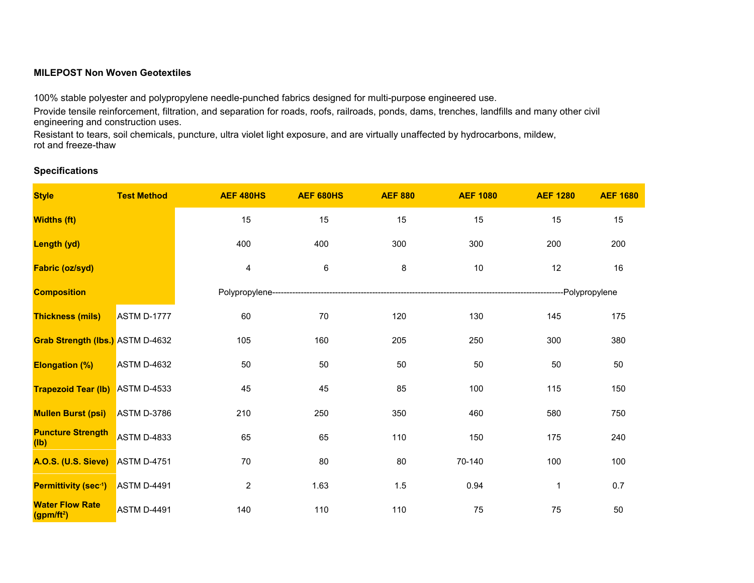**MILEPOST Non Woven Geotextiles**

100% stable polyester and polypropylene needle-punched fabrics designed for multi-purpose engineered use.

Provide tensile reinforcement, filtration, and separation for roads, roofs, railroads, ponds, dams, trenches, landfills and many other civil engineering and construction uses.

Resistant to tears, soil chemicals, puncture, ultra violet light exposure, and are virtually unaffected by hydrocarbons, mildew, rot and freeze-thaw

**Specifications**

| Style | Test Method | AEF 480HS | AEF 680HS | AEF 880 | AEF 1080 | AEF 1280 | AEF 1680 |
|---|---|---|---|---|---|---|---|
| Widths (ft) | | 15 | 15 | 15 | 15 | 15 | 15 |
| Length (yd) | | 400 | 400 | 300 | 300 | 200 | 200 |
| Fabric (oz/syd) | | 4 | 6 | 8 | 10 | 12 | 16 |
| Composition | | Polypropylene---------------------------------------------------------------------------------------------------Polypropylene | | | | | |
| Thickness (mils) | ASTM D-1777 | 60 | 70 | 120 | 130 | 145 | 175 |
| Grab Strength (lbs.) | ASTM D-4632 | 105 | 160 | 205 | 250 | 300 | 380 |
| Elongation (%) | ASTM D-4632 | 50 | 50 | 50 | 50 | 50 | 50 |
| Trapezoid Tear (lb) | ASTM D-4533 | 45 | 45 | 85 | 100 | 115 | 150 |
| Mullen Burst (psi) | ASTM D-3786 | 210 | 250 | 350 | 460 | 580 | 750 |
| Puncture Strength (lb) | ASTM D-4833 | 65 | 65 | 110 | 150 | 175 | 240 |
| A.O.S. (U.S. Sieve) | ASTM D-4751 | 70 | 80 | 80 | 70-140 | 100 | 100 |
| Permittivity ($sec^{-1}$) | ASTM D-4491 | 2 | 1.63 | 1.5 | 0.94 | 1 | 0.7 |
| Water Flow Rate ($gpm/ft^2$) | ASTM D-4491 | 140 | 110 | 110 | 75 | 75 | 50 |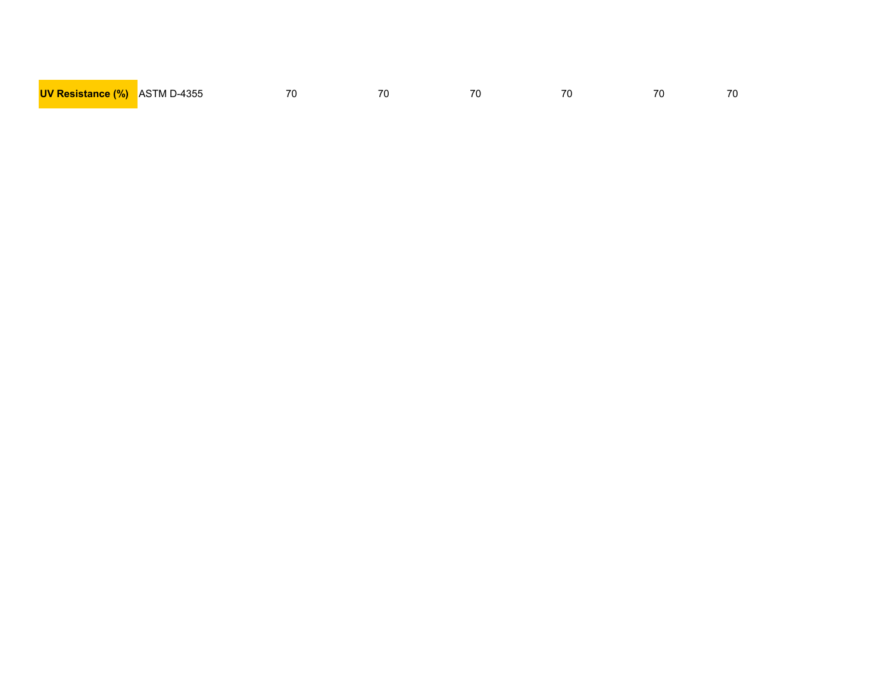| | | | | | | | |
|---|---|---|---|---|---|---|---|
| **UV Resistance (%)** | ASTM D-4355 | 70 | 70 | 70 | 70 | 70 | 70 |